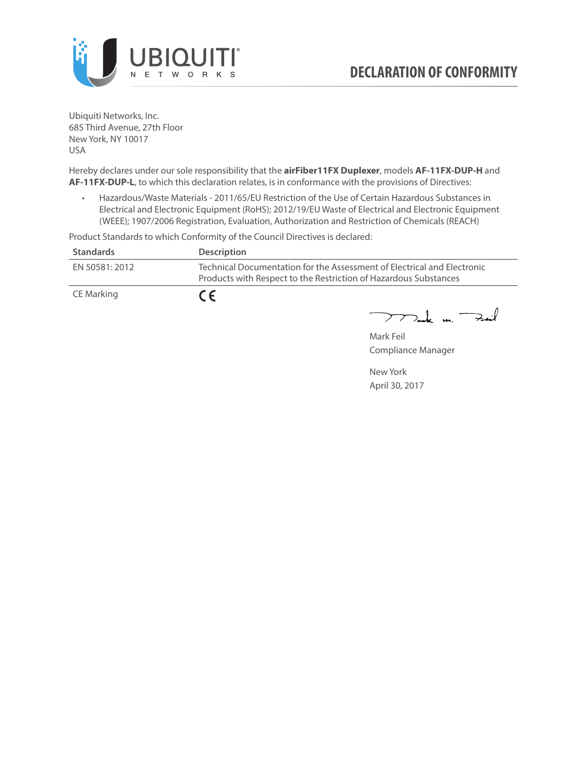# DECLARATION OF CONFORMITY

Ubiquiti Networks, Inc.
685 Third Avenue, 27th Floor
New York, NY 10017
USA

Hereby declares under our sole responsibility that the **airFiber11FX Duplexer**, models **AF-11FX-DUP-H** and **AF-11FX-DUP-L**, to which this declaration relates, is in conformance with the provisions of Directives:

- Hazardous/Waste Materials - 2011/65/EU Restriction of the Use of Certain Hazardous Substances in Electrical and Electronic Equipment (RoHS); 2012/19/EU Waste of Electrical and Electronic Equipment (WEEE); 1907/2006 Registration, Evaluation, Authorization and Restriction of Chemicals (REACH)

Product Standards to which Conformity of the Council Directives is declared:

| Standards | Description |
|---|---|
| EN 50581: 2012 | Technical Documentation for the Assessment of Electrical and Electronic Products with Respect to the Restriction of Hazardous Substances |
| CE Marking | CE |

Mark Feil
Compliance Manager

New York
April 30, 2017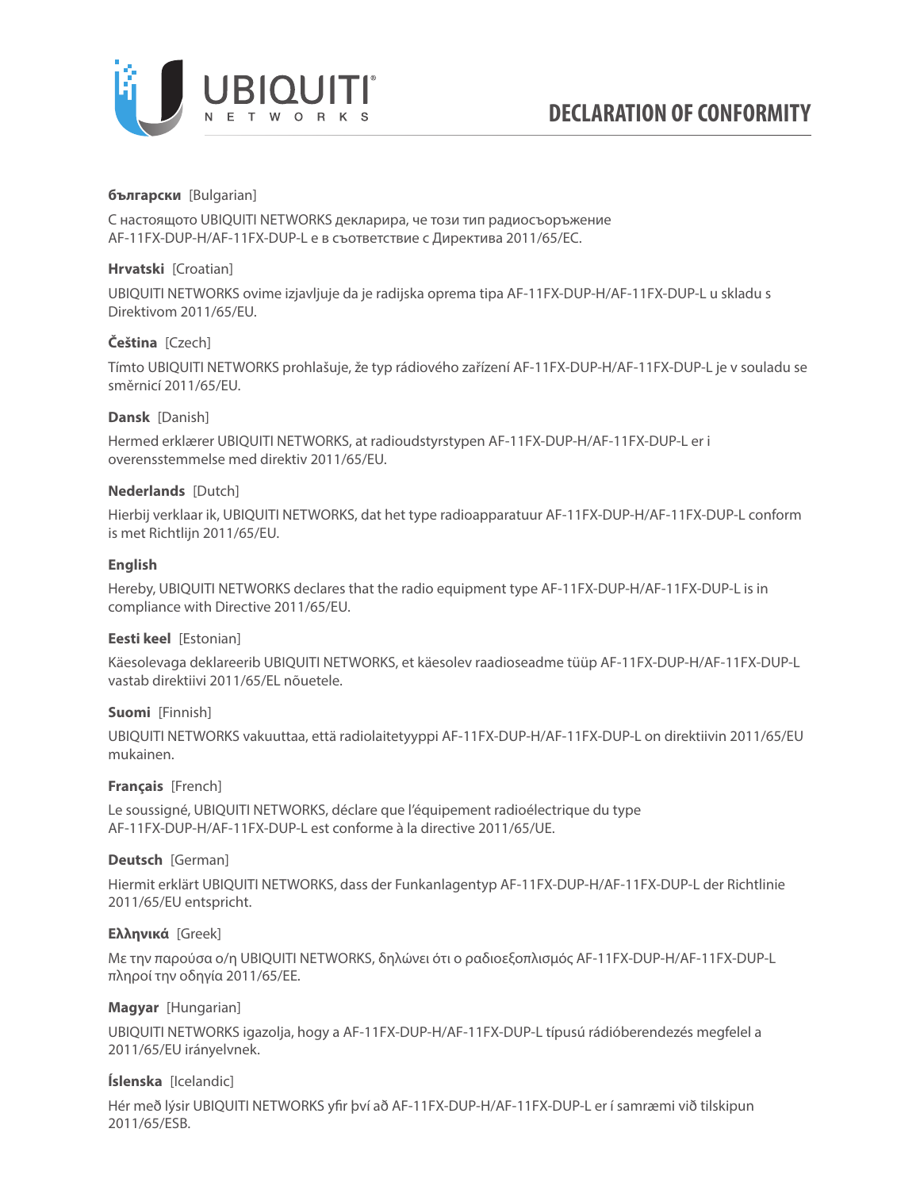# DECLARATION OF CONFORMITY

**български** [Bulgarian]

С настоящото UBIQUITI NETWORKS декларира, че този тип радиосъоръжение AF-11FX-DUP-H/AF-11FX-DUP-L е в съответствие с Директива 2011/65/ЕС.

**Hrvatski** [Croatian]

UBIQUITI NETWORKS ovime izjavljuje da je radijska oprema tipa AF-11FX-DUP-H/AF-11FX-DUP-L u skladu s Direktivom 2011/65/EU.

**Čeština** [Czech]

Tímto UBIQUITI NETWORKS prohlašuje, že typ rádiového zařízení AF-11FX-DUP-H/AF-11FX-DUP-L je v souladu se směrnicí 2011/65/EU.

**Dansk** [Danish]

Hermed erklærer UBIQUITI NETWORKS, at radioudstyrstypen AF-11FX-DUP-H/AF-11FX-DUP-L er i overensstemmelse med direktiv 2011/65/EU.

**Nederlands** [Dutch]

Hierbij verklaar ik, UBIQUITI NETWORKS, dat het type radioapparatuur AF-11FX-DUP-H/AF-11FX-DUP-L conform is met Richtlijn 2011/65/EU.

**English**

Hereby, UBIQUITI NETWORKS declares that the radio equipment type AF-11FX-DUP-H/AF-11FX-DUP-L is in compliance with Directive 2011/65/EU.

**Eesti keel** [Estonian]

Käesolevaga deklareerib UBIQUITI NETWORKS, et käesolev raadioseadme tüüp AF-11FX-DUP-H/AF-11FX-DUP-L vastab direktiivi 2011/65/EL nõuetele.

**Suomi** [Finnish]

UBIQUITI NETWORKS vakuuttaa, että radiolaitetyyppi AF-11FX-DUP-H/AF-11FX-DUP-L on direktiivin 2011/65/EU mukainen.

**Français** [French]

Le soussigné, UBIQUITI NETWORKS, déclare que l'équipement radioélectrique du type AF-11FX-DUP-H/AF-11FX-DUP-L est conforme à la directive 2011/65/UE.

**Deutsch** [German]

Hiermit erklärt UBIQUITI NETWORKS, dass der Funkanlagentyp AF-11FX-DUP-H/AF-11FX-DUP-L der Richtlinie 2011/65/EU entspricht.

**Ελληνικά** [Greek]

Με την παρούσα ο/η UBIQUITI NETWORKS, δηλώνει ότι ο ραδιοεξοπλισμός AF-11FX-DUP-H/AF-11FX-DUP-L πληροί την οδηγία 2011/65/ΕΕ.

**Magyar** [Hungarian]

UBIQUITI NETWORKS igazolja, hogy a AF-11FX-DUP-H/AF-11FX-DUP-L típusú rádióberendezés megfelel a 2011/65/EU irányelvnek.

**Íslenska** [Icelandic]

Hér með lýsir UBIQUITI NETWORKS yfir því að AF-11FX-DUP-H/AF-11FX-DUP-L er í samræmi við tilskipun 2011/65/ESB.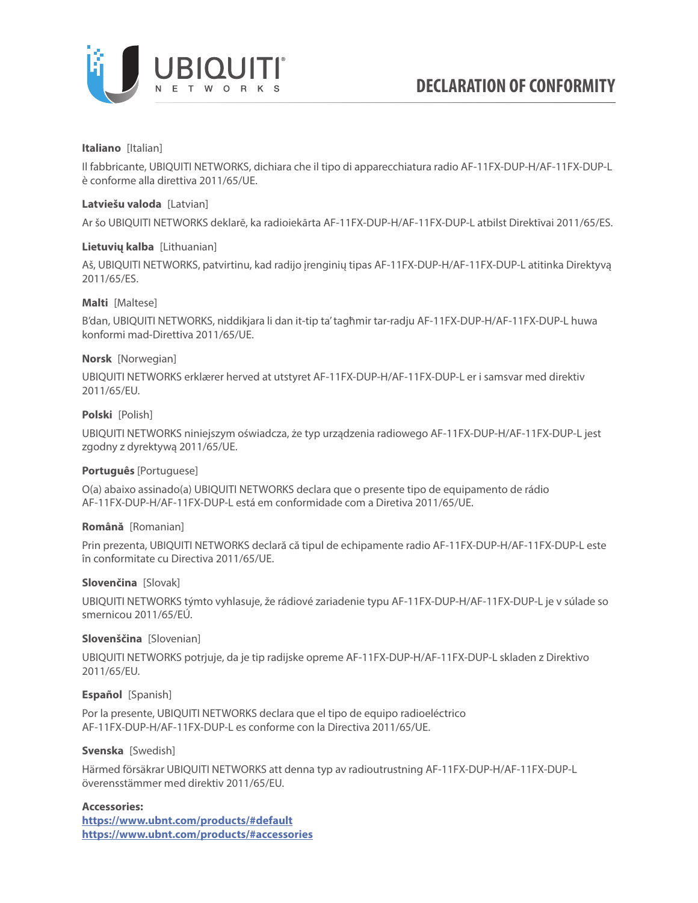# DECLARATION OF CONFORMITY

**Italiano** [Italian]

Il fabbricante, UBIQUITI NETWORKS, dichiara che il tipo di apparecchiatura radio AF-11FX-DUP-H/AF-11FX-DUP-L è conforme alla direttiva 2011/65/UE.

**Latviešu valoda** [Latvian]

Ar šo UBIQUITI NETWORKS deklarē, ka radioiekārta AF-11FX-DUP-H/AF-11FX-DUP-L atbilst Direktīvai 2011/65/ES.

**Lietuvių kalba** [Lithuanian]

Aš, UBIQUITI NETWORKS, patvirtinu, kad radijo įrenginių tipas AF-11FX-DUP-H/AF-11FX-DUP-L atitinka Direktyvą 2011/65/ES.

**Malti** [Maltese]

B'dan, UBIQUITI NETWORKS, niddikjara li dan it-tip ta' tagħmir tar-radju AF-11FX-DUP-H/AF-11FX-DUP-L huwa konformi mad-Direttiva 2011/65/UE.

**Norsk** [Norwegian]

UBIQUITI NETWORKS erklærer herved at utstyret AF-11FX-DUP-H/AF-11FX-DUP-L er i samsvar med direktiv 2011/65/EU.

**Polski** [Polish]

UBIQUITI NETWORKS niniejszym oświadcza, że typ urządzenia radiowego AF-11FX-DUP-H/AF-11FX-DUP-L jest zgodny z dyrektywą 2011/65/UE.

**Português** [Portuguese]

O(a) abaixo assinado(a) UBIQUITI NETWORKS declara que o presente tipo de equipamento de rádio AF-11FX-DUP-H/AF-11FX-DUP-L está em conformidade com a Diretiva 2011/65/UE.

**Română** [Romanian]

Prin prezenta, UBIQUITI NETWORKS declară că tipul de echipamente radio AF-11FX-DUP-H/AF-11FX-DUP-L este în conformitate cu Directiva 2011/65/UE.

**Slovenčina** [Slovak]

UBIQUITI NETWORKS týmto vyhlasuje, že rádiové zariadenie typu AF-11FX-DUP-H/AF-11FX-DUP-L je v súlade so smernicou 2011/65/EÚ.

**Slovenščina** [Slovenian]

UBIQUITI NETWORKS potrjuje, da je tip radijske opreme AF-11FX-DUP-H/AF-11FX-DUP-L skladen z Direktivo 2011/65/EU.

**Español** [Spanish]

Por la presente, UBIQUITI NETWORKS declara que el tipo de equipo radioeléctrico AF-11FX-DUP-H/AF-11FX-DUP-L es conforme con la Directiva 2011/65/UE.

**Svenska** [Swedish]

Härmed försäkrar UBIQUITI NETWORKS att denna typ av radioutrustning AF-11FX-DUP-H/AF-11FX-DUP-L överensstämmer med direktiv 2011/65/EU.

**Accessories:**
**https://www.ubnt.com/products/#default**
**https://www.ubnt.com/products/#accessories**